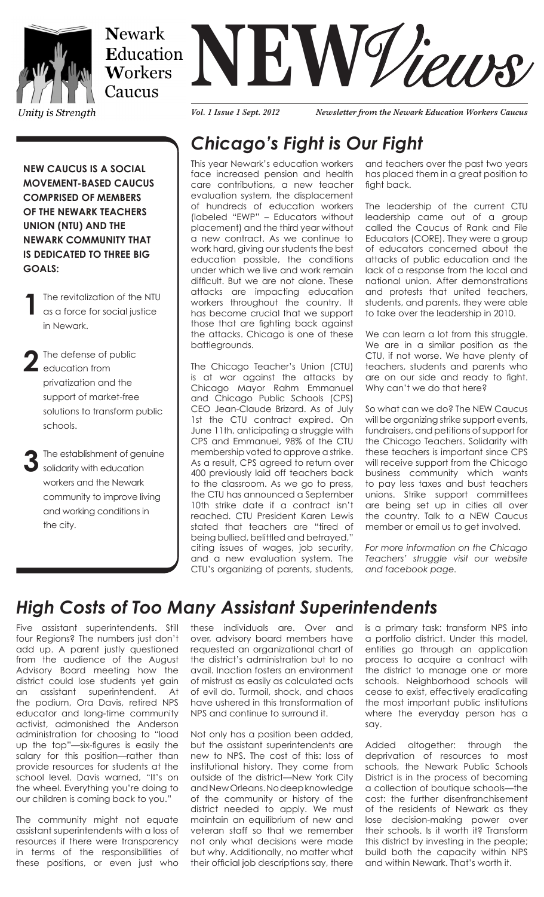# Newark Education Workers Caucus — NEW*Views*

*Unity is Strength*

*Vol. 1 Issue 1 Sept. 2012* — *Newsletter from the Newark Education Workers Caucus*

**NEW CAUCUS IS A SOCIAL MOVEMENT-BASED CAUCUS COMPRISED OF MEMBERS OF THE NEWARK TEACHERS UNION (NTU) AND THE NEWARK COMMUNITY THAT IS DEDICATED TO THREE BIG GOALS:**

1. The revitalization of the NTU as a force for social justice in Newark.
2. The defense of public education from privatization and the support of market-free solutions to transform public schools.
3. The establishment of genuine solidarity with education workers and the Newark community to improve living and working conditions in the city.

## *Chicago's Fight is Our Fight*

This year Newark's education workers face increased pension and health care contributions, a new teacher evaluation system, the displacement of hundreds of education workers (labeled "EWP" – Educators without placement) and the third year without a new contract. As we continue to work hard, giving our students the best education possible, the conditions under which we live and work remain difficult. But we are not alone. These attacks are impacting education workers throughout the country. It has become crucial that we support those that are fighting back against the attacks. Chicago is one of these battlegrounds.

The Chicago Teacher's Union (CTU) is at war against the attacks by Chicago Mayor Rahm Emmanuel and Chicago Public Schools (CPS) CEO Jean-Claude Brizard. As of July 1st the CTU contract expired. On June 11th, anticipating a struggle with CPS and Emmanuel, 98% of the CTU membership voted to approve a strike. As a result, CPS agreed to return over 400 previously laid off teachers back to the classroom. As we go to press, the CTU has announced a September 10th strike date if a contract isn't reached. CTU President Karen Lewis stated that teachers are "tired of being bullied, belittled and betrayed," citing issues of wages, job security, and a new evaluation system. The CTU's organizing of parents, students, and teachers over the past two years has placed them in a great position to fight back.

The leadership of the current CTU leadership came out of a group called the Caucus of Rank and File Educators (CORE). They were a group of educators concerned about the attacks of public education and the lack of a response from the local and national union. After demonstrations and protests that united teachers, students, and parents, they were able to take over the leadership in 2010.

We can learn a lot from this struggle. We are in a similar position as the CTU, if not worse. We have plenty of teachers, students and parents who are on our side and ready to fight. Why can't we do that here?

So what can we do? The NEW Caucus will be organizing strike support events, fundraisers, and petitions of support for the Chicago Teachers. Solidarity with these teachers is important since CPS will receive support from the Chicago business community which wants to pay less taxes and bust teachers unions. Strike support committees are being set up in cities all over the country. Talk to a NEW Caucus member or email us to get involved.

*For more information on the Chicago Teachers' struggle visit our website and facebook page.*

## *High Costs of Too Many Assistant Superintendents*

Five assistant superintendents. Still four Regions? The numbers just don't add up. A parent justly questioned from the audience of the August Advisory Board meeting how the district could lose students yet gain an assistant superintendent. At the podium, Ora Davis, retired NPS educator and long-time community activist, admonished the Anderson administration for choosing to "load up the top"—six-figures is easily the salary for this position—rather than provide resources for students at the school level. Davis warned, "It's on the wheel. Everything you're doing to our children is coming back to you."

The community might not equate assistant superintendents with a loss of resources if there were transparency in terms of the responsibilities of these positions, or even just who these individuals are. Over and over, advisory board members have requested an organizational chart of the district's administration but to no avail. Inaction fosters an environment of mistrust as easily as calculated acts of evil do. Turmoil, shock, and chaos have ushered in this transformation of NPS and continue to surround it.

Not only has a position been added, but the assistant superintendents are new to NPS. The cost of this: loss of institutional history. They come from outside of the district—New York City and New Orleans. No deep knowledge of the community or history of the district needed to apply. We must maintain an equilibrium of new and veteran staff so that we remember not only what decisions were made but why. Additionally, no matter what their official job descriptions say, there is a primary task: transform NPS into a portfolio district. Under this model, entities go through an application process to acquire a contract with the district to manage one or more schools. Neighborhood schools will cease to exist, effectively eradicating the most important public institutions where the everyday person has a say.

Added altogether: through the deprivation of resources to most schools, the Newark Public Schools District is in the process of becoming a collection of boutique schools—the cost: the further disenfranchisement of the residents of Newark as they lose decision-making power over their schools. Is it worth it? Transform this district by investing in the people; build both the capacity within NPS and within Newark. That's worth it.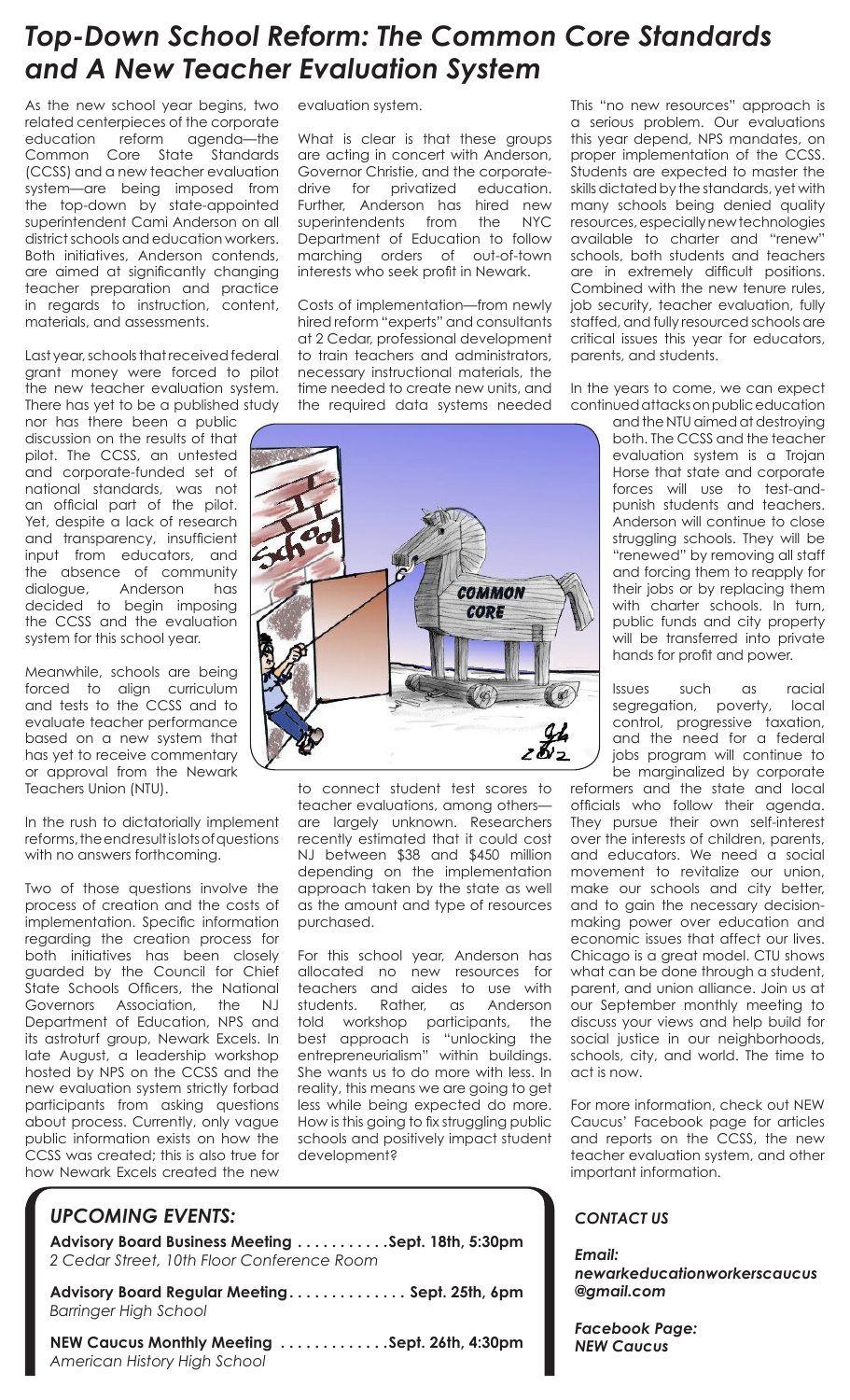# *Top-Down School Reform: The Common Core Standards and A New Teacher Evaluation System*

As the new school year begins, two related centerpieces of the corporate education reform agenda—the Common Core State Standards (CCSS) and a new teacher evaluation system—are being imposed from the top-down by state-appointed superintendent Cami Anderson on all district schools and education workers. Both initiatives, Anderson contends, are aimed at significantly changing teacher preparation and practice in regards to instruction, content, materials, and assessments.

Last year, schools that received federal grant money were forced to pilot the new teacher evaluation system. There has yet to be a published study nor has there been a public discussion on the results of that pilot. The CCSS, an untested and corporate-funded set of national standards, was not an official part of the pilot. Yet, despite a lack of research and transparency, insufficient input from educators, and the absence of community dialogue, Anderson has decided to begin imposing the CCSS and the evaluation system for this school year.

Meanwhile, schools are being forced to align curriculum and tests to the CCSS and to evaluate teacher performance based on a new system that has yet to receive commentary or approval from the Newark Teachers Union (NTU).

In the rush to dictatorially implement reforms, the end result is lots of questions with no answers forthcoming.

Two of those questions involve the process of creation and the costs of implementation. Specific information regarding the creation process for both initiatives has been closely guarded by the Council for Chief State Schools Officers, the National Governors Association, the NJ Department of Education, NPS and its astroturf group, Newark Excels. In late August, a leadership workshop hosted by NPS on the CCSS and the new evaluation system strictly forbad participants from asking questions about process. Currently, only vague public information exists on how the CCSS was created; this is also true for how Newark Excels created the new evaluation system.

What is clear is that these groups are acting in concert with Anderson, Governor Christie, and the corporate-drive for privatized education. Further, Anderson has hired new superintendents from the NYC Department of Education to follow marching orders of out-of-town interests who seek profit in Newark.

Costs of implementation—from newly hired reform "experts" and consultants at 2 Cedar, professional development to train teachers and administrators, necessary instructional materials, the time needed to create new units, and the required data systems needed to connect student test scores to teacher evaluations, among others—are largely unknown. Researchers recently estimated that it could cost NJ between $38 and $450 million depending on the implementation approach taken by the state as well as the amount and type of resources purchased.

For this school year, Anderson has allocated no new resources for teachers and aides to use with students. Rather, as Anderson told workshop participants, the best approach is "unlocking the entrepreneurialism" within buildings. She wants us to do more with less. In reality, this means we are going to get less while being expected do more. How is this going to fix struggling public schools and positively impact student development?

This "no new resources" approach is a serious problem. Our evaluations this year depend, NPS mandates, on proper implementation of the CCSS. Students are expected to master the skills dictated by the standards, yet with many schools being denied quality resources, especially new technologies available to charter and "renew" schools, both students and teachers are in extremely difficult positions. Combined with the new tenure rules, job security, teacher evaluation, fully staffed, and fully resourced schools are critical issues this year for educators, parents, and students.

In the years to come, we can expect continued attacks on public education and the NTU aimed at destroying both. The CCSS and the teacher evaluation system is a Trojan Horse that state and corporate forces will use to test-and-punish students and teachers. Anderson will continue to close struggling schools. They will be "renewed" by removing all staff and forcing them to reapply for their jobs or by replacing them with charter schools. In turn, public funds and city property will be transferred into private hands for profit and power.

Issues such as racial segregation, poverty, local control, progressive taxation, and the need for a federal jobs program will continue to be marginalized by corporate reformers and the state and local officials who follow their agenda. They pursue their own self-interest over the interests of children, parents, and educators. We need a social movement to revitalize our union, make our schools and city better, and to gain the necessary decision-making power over education and economic issues that affect our lives. Chicago is a great model. CTU shows what can be done through a student, parent, and union alliance. Join us at our September monthly meeting to discuss your views and help build for social justice in our neighborhoods, schools, city, and world. The time to act is now.

For more information, check out NEW Caucus' Facebook page for articles and reports on the CCSS, the new teacher evaluation system, and other important information.

## *UPCOMING EVENTS:*

**Advisory Board Business Meeting . . . . . . . . . . . Sept. 18th, 5:30pm**
*2 Cedar Street, 10th Floor Conference Room*

**Advisory Board Regular Meeting. . . . . . . . . . . . . . Sept. 25th, 6pm**
*Barringer High School*

**NEW Caucus Monthly Meeting . . . . . . . . . . . . . Sept. 26th, 4:30pm**
*American History High School*

## *CONTACT US*

***Email:***
***newarkeducationworkerscaucus@gmail.com***

***Facebook Page:***
***NEW Caucus***